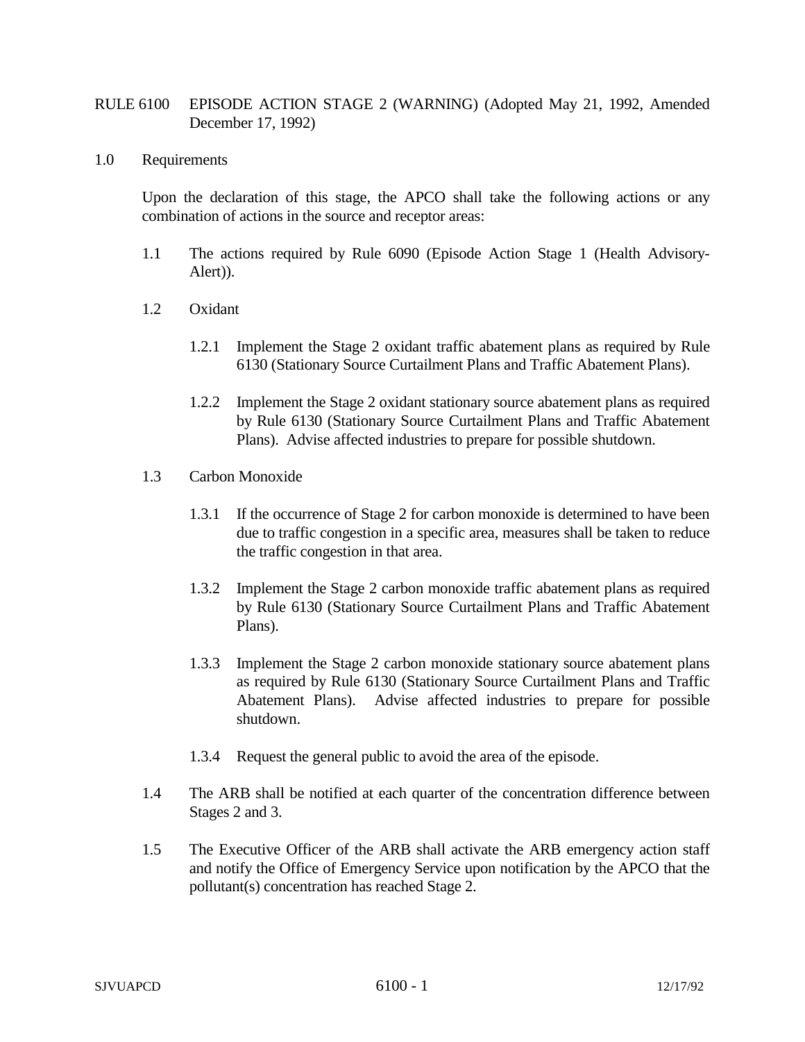# RULE 6100 EPISODE ACTION STAGE 2 (WARNING) (Adopted May 21, 1992, Amended December 17, 1992)

## 1.0 Requirements

Upon the declaration of this stage, the APCO shall take the following actions or any combination of actions in the source and receptor areas:

1.1 The actions required by Rule 6090 (Episode Action Stage 1 (Health Advisory-Alert)).

1.2 Oxidant

1.2.1 Implement the Stage 2 oxidant traffic abatement plans as required by Rule 6130 (Stationary Source Curtailment Plans and Traffic Abatement Plans).

1.2.2 Implement the Stage 2 oxidant stationary source abatement plans as required by Rule 6130 (Stationary Source Curtailment Plans and Traffic Abatement Plans). Advise affected industries to prepare for possible shutdown.

1.3 Carbon Monoxide

1.3.1 If the occurrence of Stage 2 for carbon monoxide is determined to have been due to traffic congestion in a specific area, measures shall be taken to reduce the traffic congestion in that area.

1.3.2 Implement the Stage 2 carbon monoxide traffic abatement plans as required by Rule 6130 (Stationary Source Curtailment Plans and Traffic Abatement Plans).

1.3.3 Implement the Stage 2 carbon monoxide stationary source abatement plans as required by Rule 6130 (Stationary Source Curtailment Plans and Traffic Abatement Plans). Advise affected industries to prepare for possible shutdown.

1.3.4 Request the general public to avoid the area of the episode.

1.4 The ARB shall be notified at each quarter of the concentration difference between Stages 2 and 3.

1.5 The Executive Officer of the ARB shall activate the ARB emergency action staff and notify the Office of Emergency Service upon notification by the APCO that the pollutant(s) concentration has reached Stage 2.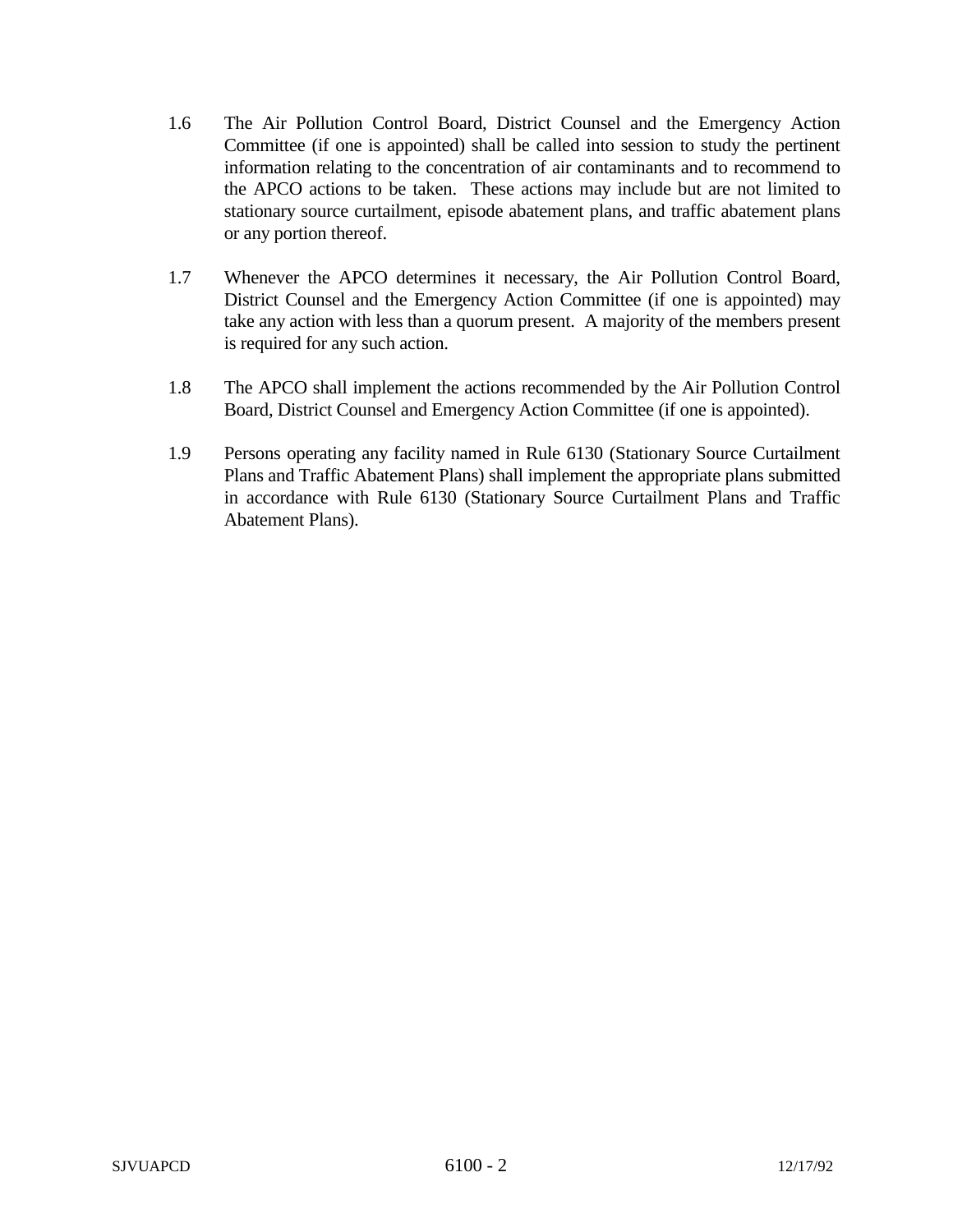1.6 The Air Pollution Control Board, District Counsel and the Emergency Action Committee (if one is appointed) shall be called into session to study the pertinent information relating to the concentration of air contaminants and to recommend to the APCO actions to be taken. These actions may include but are not limited to stationary source curtailment, episode abatement plans, and traffic abatement plans or any portion thereof.

1.7 Whenever the APCO determines it necessary, the Air Pollution Control Board, District Counsel and the Emergency Action Committee (if one is appointed) may take any action with less than a quorum present. A majority of the members present is required for any such action.

1.8 The APCO shall implement the actions recommended by the Air Pollution Control Board, District Counsel and Emergency Action Committee (if one is appointed).

1.9 Persons operating any facility named in Rule 6130 (Stationary Source Curtailment Plans and Traffic Abatement Plans) shall implement the appropriate plans submitted in accordance with Rule 6130 (Stationary Source Curtailment Plans and Traffic Abatement Plans).